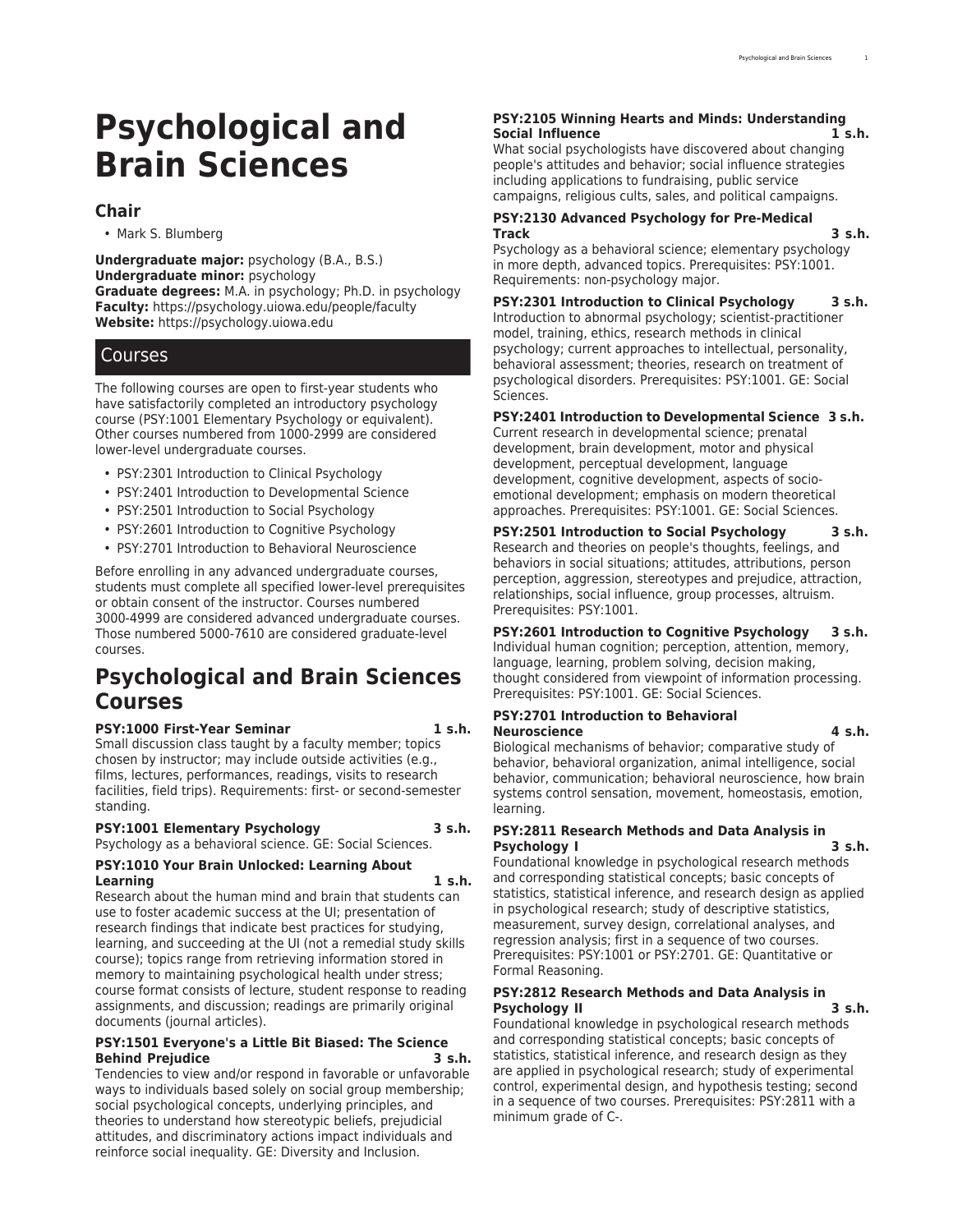# Psychological and Brain Sciences

## Chair

- Mark S. Blumberg

**Undergraduate major:** psychology (B.A., B.S.)
**Undergraduate minor:** psychology
**Graduate degrees:** M.A. in psychology; Ph.D. in psychology
**Faculty:** https://psychology.uiowa.edu/people/faculty
**Website:** https://psychology.uiowa.edu

## Courses

The following courses are open to first-year students who have satisfactorily completed an introductory psychology course (PSY:1001 Elementary Psychology or equivalent). Other courses numbered from 1000-2999 are considered lower-level undergraduate courses.

- PSY:2301 Introduction to Clinical Psychology
- PSY:2401 Introduction to Developmental Science
- PSY:2501 Introduction to Social Psychology
- PSY:2601 Introduction to Cognitive Psychology
- PSY:2701 Introduction to Behavioral Neuroscience

Before enrolling in any advanced undergraduate courses, students must complete all specified lower-level prerequisites or obtain consent of the instructor. Courses numbered 3000-4999 are considered advanced undergraduate courses. Those numbered 5000-7610 are considered graduate-level courses.

# Psychological and Brain Sciences Courses

**PSY:1000 First-Year Seminar 1 s.h.**
Small discussion class taught by a faculty member; topics chosen by instructor; may include outside activities (e.g., films, lectures, performances, readings, visits to research facilities, field trips). Requirements: first- or second-semester standing.

**PSY:1001 Elementary Psychology 3 s.h.**
Psychology as a behavioral science. GE: Social Sciences.

**PSY:1010 Your Brain Unlocked: Learning About Learning 1 s.h.**
Research about the human mind and brain that students can use to foster academic success at the UI; presentation of research findings that indicate best practices for studying, learning, and succeeding at the UI (not a remedial study skills course); topics range from retrieving information stored in memory to maintaining psychological health under stress; course format consists of lecture, student response to reading assignments, and discussion; readings are primarily original documents (journal articles).

**PSY:1501 Everyone's a Little Bit Biased: The Science Behind Prejudice 3 s.h.**
Tendencies to view and/or respond in favorable or unfavorable ways to individuals based solely on social group membership; social psychological concepts, underlying principles, and theories to understand how stereotypic beliefs, prejudicial attitudes, and discriminatory actions impact individuals and reinforce social inequality. GE: Diversity and Inclusion.

**PSY:2105 Winning Hearts and Minds: Understanding Social Influence 1 s.h.**
What social psychologists have discovered about changing people's attitudes and behavior; social influence strategies including applications to fundraising, public service campaigns, religious cults, sales, and political campaigns.

**PSY:2130 Advanced Psychology for Pre-Medical Track 3 s.h.**
Psychology as a behavioral science; elementary psychology in more depth, advanced topics. Prerequisites: PSY:1001. Requirements: non-psychology major.

**PSY:2301 Introduction to Clinical Psychology 3 s.h.**
Introduction to abnormal psychology; scientist-practitioner model, training, ethics, research methods in clinical psychology; current approaches to intellectual, personality, behavioral assessment; theories, research on treatment of psychological disorders. Prerequisites: PSY:1001. GE: Social Sciences.

**PSY:2401 Introduction to Developmental Science 3 s.h.**
Current research in developmental science; prenatal development, brain development, motor and physical development, perceptual development, language development, cognitive development, aspects of socio-emotional development; emphasis on modern theoretical approaches. Prerequisites: PSY:1001. GE: Social Sciences.

**PSY:2501 Introduction to Social Psychology 3 s.h.**
Research and theories on people's thoughts, feelings, and behaviors in social situations; attitudes, attributions, person perception, aggression, stereotypes and prejudice, attraction, relationships, social influence, group processes, altruism. Prerequisites: PSY:1001.

**PSY:2601 Introduction to Cognitive Psychology 3 s.h.**
Individual human cognition; perception, attention, memory, language, learning, problem solving, decision making, thought considered from viewpoint of information processing. Prerequisites: PSY:1001. GE: Social Sciences.

**PSY:2701 Introduction to Behavioral Neuroscience 4 s.h.**
Biological mechanisms of behavior; comparative study of behavior, behavioral organization, animal intelligence, social behavior, communication; behavioral neuroscience, how brain systems control sensation, movement, homeostasis, emotion, learning.

**PSY:2811 Research Methods and Data Analysis in Psychology I 3 s.h.**
Foundational knowledge in psychological research methods and corresponding statistical concepts; basic concepts of statistics, statistical inference, and research design as applied in psychological research; study of descriptive statistics, measurement, survey design, correlational analyses, and regression analysis; first in a sequence of two courses. Prerequisites: PSY:1001 or PSY:2701. GE: Quantitative or Formal Reasoning.

**PSY:2812 Research Methods and Data Analysis in Psychology II 3 s.h.**
Foundational knowledge in psychological research methods and corresponding statistical concepts; basic concepts of statistics, statistical inference, and research design as they are applied in psychological research; study of experimental control, experimental design, and hypothesis testing; second in a sequence of two courses. Prerequisites: PSY:2811 with a minimum grade of C-.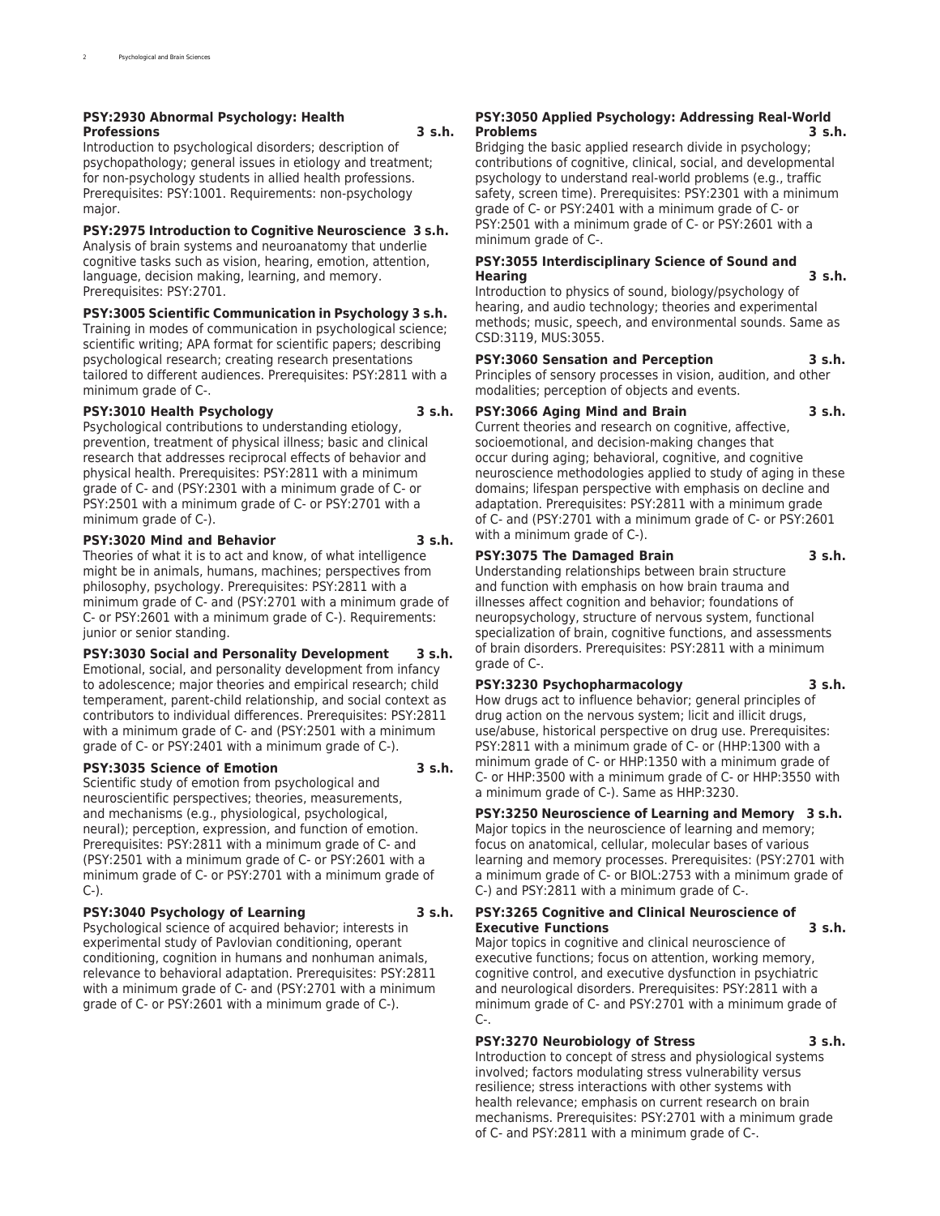**PSY:2930 Abnormal Psychology: Health Professions 3 s.h.**
Introduction to psychological disorders; description of psychopathology; general issues in etiology and treatment; for non-psychology students in allied health professions. Prerequisites: PSY:1001. Requirements: non-psychology major.

**PSY:2975 Introduction to Cognitive Neuroscience 3 s.h.**
Analysis of brain systems and neuroanatomy that underlie cognitive tasks such as vision, hearing, emotion, attention, language, decision making, learning, and memory. Prerequisites: PSY:2701.

**PSY:3005 Scientific Communication in Psychology 3 s.h.**
Training in modes of communication in psychological science; scientific writing; APA format for scientific papers; describing psychological research; creating research presentations tailored to different audiences. Prerequisites: PSY:2811 with a minimum grade of C-.

**PSY:3010 Health Psychology 3 s.h.**
Psychological contributions to understanding etiology, prevention, treatment of physical illness; basic and clinical research that addresses reciprocal effects of behavior and physical health. Prerequisites: PSY:2811 with a minimum grade of C- and (PSY:2301 with a minimum grade of C- or PSY:2501 with a minimum grade of C- or PSY:2701 with a minimum grade of C-).

**PSY:3020 Mind and Behavior 3 s.h.**
Theories of what it is to act and know, of what intelligence might be in animals, humans, machines; perspectives from philosophy, psychology. Prerequisites: PSY:2811 with a minimum grade of C- and (PSY:2701 with a minimum grade of C- or PSY:2601 with a minimum grade of C-). Requirements: junior or senior standing.

**PSY:3030 Social and Personality Development 3 s.h.**
Emotional, social, and personality development from infancy to adolescence; major theories and empirical research; child temperament, parent-child relationship, and social context as contributors to individual differences. Prerequisites: PSY:2811 with a minimum grade of C- and (PSY:2501 with a minimum grade of C- or PSY:2401 with a minimum grade of C-).

**PSY:3035 Science of Emotion 3 s.h.**
Scientific study of emotion from psychological and neuroscientific perspectives; theories, measurements, and mechanisms (e.g., physiological, psychological, neural); perception, expression, and function of emotion. Prerequisites: PSY:2811 with a minimum grade of C- and (PSY:2501 with a minimum grade of C- or PSY:2601 with a minimum grade of C- or PSY:2701 with a minimum grade of C-).

**PSY:3040 Psychology of Learning 3 s.h.**
Psychological science of acquired behavior; interests in experimental study of Pavlovian conditioning, operant conditioning, cognition in humans and nonhuman animals, relevance to behavioral adaptation. Prerequisites: PSY:2811 with a minimum grade of C- and (PSY:2701 with a minimum grade of C- or PSY:2601 with a minimum grade of C-).

**PSY:3050 Applied Psychology: Addressing Real-World Problems 3 s.h.**
Bridging the basic applied research divide in psychology; contributions of cognitive, clinical, social, and developmental psychology to understand real-world problems (e.g., traffic safety, screen time). Prerequisites: PSY:2301 with a minimum grade of C- or PSY:2401 with a minimum grade of C- or PSY:2501 with a minimum grade of C- or PSY:2601 with a minimum grade of C-.

**PSY:3055 Interdisciplinary Science of Sound and Hearing 3 s.h.**
Introduction to physics of sound, biology/psychology of hearing, and audio technology; theories and experimental methods; music, speech, and environmental sounds. Same as CSD:3119, MUS:3055.

**PSY:3060 Sensation and Perception 3 s.h.**
Principles of sensory processes in vision, audition, and other modalities; perception of objects and events.

**PSY:3066 Aging Mind and Brain 3 s.h.**
Current theories and research on cognitive, affective, socioemotional, and decision-making changes that occur during aging; behavioral, cognitive, and cognitive neuroscience methodologies applied to study of aging in these domains; lifespan perspective with emphasis on decline and adaptation. Prerequisites: PSY:2811 with a minimum grade of C- and (PSY:2701 with a minimum grade of C- or PSY:2601 with a minimum grade of C-).

**PSY:3075 The Damaged Brain 3 s.h.**
Understanding relationships between brain structure and function with emphasis on how brain trauma and illnesses affect cognition and behavior; foundations of neuropsychology, structure of nervous system, functional specialization of brain, cognitive functions, and assessments of brain disorders. Prerequisites: PSY:2811 with a minimum grade of C-.

**PSY:3230 Psychopharmacology 3 s.h.**
How drugs act to influence behavior; general principles of drug action on the nervous system; licit and illicit drugs, use/abuse, historical perspective on drug use. Prerequisites: PSY:2811 with a minimum grade of C- or (HHP:1300 with a minimum grade of C- or HHP:1350 with a minimum grade of C- or HHP:3500 with a minimum grade of C- or HHP:3550 with a minimum grade of C-). Same as HHP:3230.

**PSY:3250 Neuroscience of Learning and Memory 3 s.h.**
Major topics in the neuroscience of learning and memory; focus on anatomical, cellular, molecular bases of various learning and memory processes. Prerequisites: (PSY:2701 with a minimum grade of C- or BIOL:2753 with a minimum grade of C-) and PSY:2811 with a minimum grade of C-.

**PSY:3265 Cognitive and Clinical Neuroscience of Executive Functions 3 s.h.**
Major topics in cognitive and clinical neuroscience of executive functions; focus on attention, working memory, cognitive control, and executive dysfunction in psychiatric and neurological disorders. Prerequisites: PSY:2811 with a minimum grade of C- and PSY:2701 with a minimum grade of C-.

**PSY:3270 Neurobiology of Stress 3 s.h.**
Introduction to concept of stress and physiological systems involved; factors modulating stress vulnerability versus resilience; stress interactions with other systems with health relevance; emphasis on current research on brain mechanisms. Prerequisites: PSY:2701 with a minimum grade of C- and PSY:2811 with a minimum grade of C-.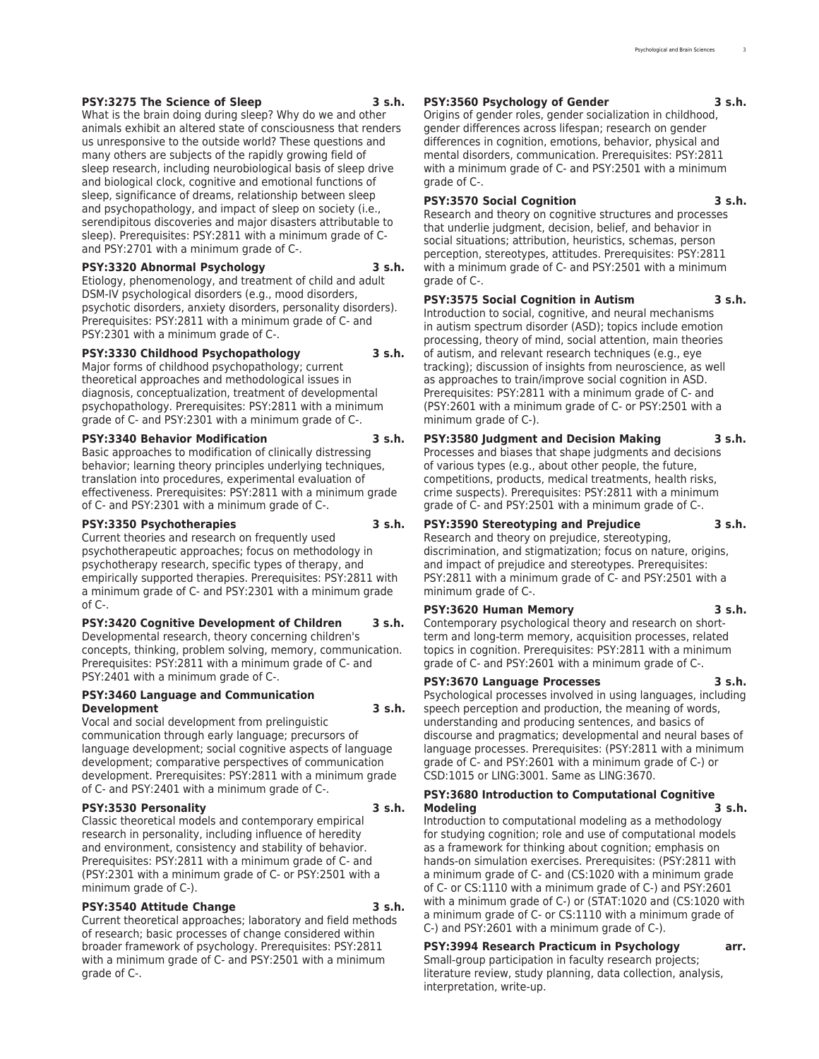**PSY:3275 The Science of Sleep 3 s.h.**
What is the brain doing during sleep? Why do we and other animals exhibit an altered state of consciousness that renders us unresponsive to the outside world? These questions and many others are subjects of the rapidly growing field of sleep research, including neurobiological basis of sleep drive and biological clock, cognitive and emotional functions of sleep, significance of dreams, relationship between sleep and psychopathology, and impact of sleep on society (i.e., serendipitous discoveries and major disasters attributable to sleep). Prerequisites: PSY:2811 with a minimum grade of C- and PSY:2701 with a minimum grade of C-.

**PSY:3320 Abnormal Psychology 3 s.h.**
Etiology, phenomenology, and treatment of child and adult DSM-IV psychological disorders (e.g., mood disorders, psychotic disorders, anxiety disorders, personality disorders). Prerequisites: PSY:2811 with a minimum grade of C- and PSY:2301 with a minimum grade of C-.

**PSY:3330 Childhood Psychopathology 3 s.h.**
Major forms of childhood psychopathology; current theoretical approaches and methodological issues in diagnosis, conceptualization, treatment of developmental psychopathology. Prerequisites: PSY:2811 with a minimum grade of C- and PSY:2301 with a minimum grade of C-.

**PSY:3340 Behavior Modification 3 s.h.**
Basic approaches to modification of clinically distressing behavior; learning theory principles underlying techniques, translation into procedures, experimental evaluation of effectiveness. Prerequisites: PSY:2811 with a minimum grade of C- and PSY:2301 with a minimum grade of C-.

**PSY:3350 Psychotherapies 3 s.h.**
Current theories and research on frequently used psychotherapeutic approaches; focus on methodology in psychotherapy research, specific types of therapy, and empirically supported therapies. Prerequisites: PSY:2811 with a minimum grade of C- and PSY:2301 with a minimum grade of C-.

**PSY:3420 Cognitive Development of Children 3 s.h.**
Developmental research, theory concerning children's concepts, thinking, problem solving, memory, communication. Prerequisites: PSY:2811 with a minimum grade of C- and PSY:2401 with a minimum grade of C-.

**PSY:3460 Language and Communication Development 3 s.h.**
Vocal and social development from prelinguistic communication through early language; precursors of language development; social cognitive aspects of language development; comparative perspectives of communication development. Prerequisites: PSY:2811 with a minimum grade of C- and PSY:2401 with a minimum grade of C-.

**PSY:3530 Personality 3 s.h.**
Classic theoretical models and contemporary empirical research in personality, including influence of heredity and environment, consistency and stability of behavior. Prerequisites: PSY:2811 with a minimum grade of C- and (PSY:2301 with a minimum grade of C- or PSY:2501 with a minimum grade of C-).

**PSY:3540 Attitude Change 3 s.h.**
Current theoretical approaches; laboratory and field methods of research; basic processes of change considered within broader framework of psychology. Prerequisites: PSY:2811 with a minimum grade of C- and PSY:2501 with a minimum grade of C-.

**PSY:3560 Psychology of Gender 3 s.h.**
Origins of gender roles, gender socialization in childhood, gender differences across lifespan; research on gender differences in cognition, emotions, behavior, physical and mental disorders, communication. Prerequisites: PSY:2811 with a minimum grade of C- and PSY:2501 with a minimum grade of C-.

**PSY:3570 Social Cognition 3 s.h.**
Research and theory on cognitive structures and processes that underlie judgment, decision, belief, and behavior in social situations; attribution, heuristics, schemas, person perception, stereotypes, attitudes. Prerequisites: PSY:2811 with a minimum grade of C- and PSY:2501 with a minimum grade of C-.

**PSY:3575 Social Cognition in Autism 3 s.h.**
Introduction to social, cognitive, and neural mechanisms in autism spectrum disorder (ASD); topics include emotion processing, theory of mind, social attention, main theories of autism, and relevant research techniques (e.g., eye tracking); discussion of insights from neuroscience, as well as approaches to train/improve social cognition in ASD. Prerequisites: PSY:2811 with a minimum grade of C- and (PSY:2601 with a minimum grade of C- or PSY:2501 with a minimum grade of C-).

**PSY:3580 Judgment and Decision Making 3 s.h.**
Processes and biases that shape judgments and decisions of various types (e.g., about other people, the future, competitions, products, medical treatments, health risks, crime suspects). Prerequisites: PSY:2811 with a minimum grade of C- and PSY:2501 with a minimum grade of C-.

**PSY:3590 Stereotyping and Prejudice 3 s.h.**
Research and theory on prejudice, stereotyping, discrimination, and stigmatization; focus on nature, origins, and impact of prejudice and stereotypes. Prerequisites: PSY:2811 with a minimum grade of C- and PSY:2501 with a minimum grade of C-.

**PSY:3620 Human Memory 3 s.h.**
Contemporary psychological theory and research on short-term and long-term memory, acquisition processes, related topics in cognition. Prerequisites: PSY:2811 with a minimum grade of C- and PSY:2601 with a minimum grade of C-.

**PSY:3670 Language Processes 3 s.h.**
Psychological processes involved in using languages, including speech perception and production, the meaning of words, understanding and producing sentences, and basics of discourse and pragmatics; developmental and neural bases of language processes. Prerequisites: (PSY:2811 with a minimum grade of C- and PSY:2601 with a minimum grade of C-) or CSD:1015 or LING:3001. Same as LING:3670.

**PSY:3680 Introduction to Computational Cognitive Modeling 3 s.h.**
Introduction to computational modeling as a methodology for studying cognition; role and use of computational models as a framework for thinking about cognition; emphasis on hands-on simulation exercises. Prerequisites: (PSY:2811 with a minimum grade of C- and (CS:1020 with a minimum grade of C- or CS:1110 with a minimum grade of C-) and PSY:2601 with a minimum grade of C-) or (STAT:1020 and (CS:1020 with a minimum grade of C- or CS:1110 with a minimum grade of C-) and PSY:2601 with a minimum grade of C-).

**PSY:3994 Research Practicum in Psychology arr.**
Small-group participation in faculty research projects; literature review, study planning, data collection, analysis, interpretation, write-up.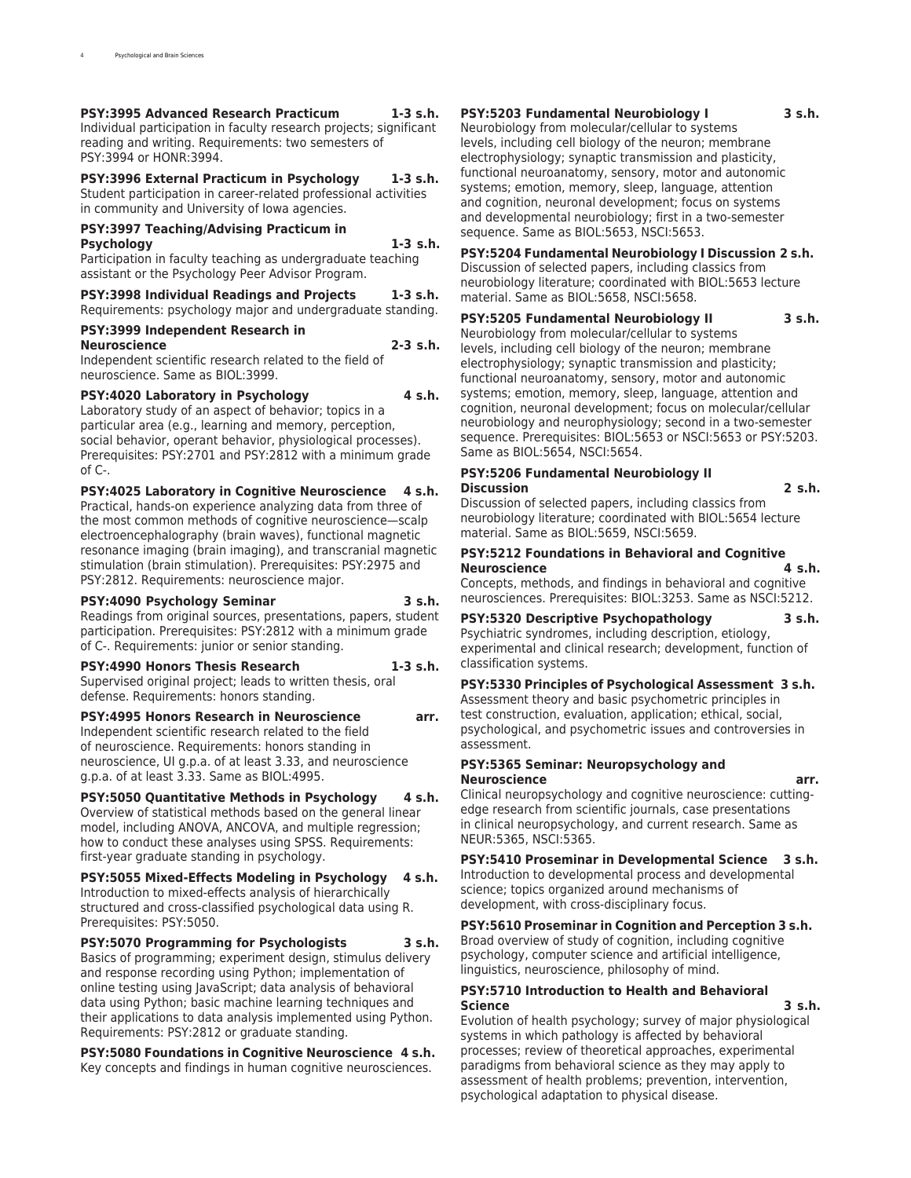**PSY:3995 Advanced Research Practicum 1-3 s.h.**
Individual participation in faculty research projects; significant reading and writing. Requirements: two semesters of PSY:3994 or HONR:3994.

**PSY:3996 External Practicum in Psychology 1-3 s.h.**
Student participation in career-related professional activities in community and University of Iowa agencies.

**PSY:3997 Teaching/Advising Practicum in Psychology 1-3 s.h.**
Participation in faculty teaching as undergraduate teaching assistant or the Psychology Peer Advisor Program.

**PSY:3998 Individual Readings and Projects 1-3 s.h.**
Requirements: psychology major and undergraduate standing.

**PSY:3999 Independent Research in Neuroscience 2-3 s.h.**
Independent scientific research related to the field of neuroscience. Same as BIOL:3999.

**PSY:4020 Laboratory in Psychology 4 s.h.**
Laboratory study of an aspect of behavior; topics in a particular area (e.g., learning and memory, perception, social behavior, operant behavior, physiological processes). Prerequisites: PSY:2701 and PSY:2812 with a minimum grade of C-.

**PSY:4025 Laboratory in Cognitive Neuroscience 4 s.h.**
Practical, hands-on experience analyzing data from three of the most common methods of cognitive neuroscience—scalp electroencephalography (brain waves), functional magnetic resonance imaging (brain imaging), and transcranial magnetic stimulation (brain stimulation). Prerequisites: PSY:2975 and PSY:2812. Requirements: neuroscience major.

**PSY:4090 Psychology Seminar 3 s.h.**
Readings from original sources, presentations, papers, student participation. Prerequisites: PSY:2812 with a minimum grade of C-. Requirements: junior or senior standing.

**PSY:4990 Honors Thesis Research 1-3 s.h.**
Supervised original project; leads to written thesis, oral defense. Requirements: honors standing.

**PSY:4995 Honors Research in Neuroscience arr.**
Independent scientific research related to the field of neuroscience. Requirements: honors standing in neuroscience, UI g.p.a. of at least 3.33, and neuroscience g.p.a. of at least 3.33. Same as BIOL:4995.

**PSY:5050 Quantitative Methods in Psychology 4 s.h.**
Overview of statistical methods based on the general linear model, including ANOVA, ANCOVA, and multiple regression; how to conduct these analyses using SPSS. Requirements: first-year graduate standing in psychology.

**PSY:5055 Mixed-Effects Modeling in Psychology 4 s.h.**
Introduction to mixed-effects analysis of hierarchically structured and cross-classified psychological data using R. Prerequisites: PSY:5050.

**PSY:5070 Programming for Psychologists 3 s.h.**
Basics of programming; experiment design, stimulus delivery and response recording using Python; implementation of online testing using JavaScript; data analysis of behavioral data using Python; basic machine learning techniques and their applications to data analysis implemented using Python. Requirements: PSY:2812 or graduate standing.

**PSY:5080 Foundations in Cognitive Neuroscience 4 s.h.**
Key concepts and findings in human cognitive neurosciences.

**PSY:5203 Fundamental Neurobiology I 3 s.h.**
Neurobiology from molecular/cellular to systems levels, including cell biology of the neuron; membrane electrophysiology; synaptic transmission and plasticity, functional neuroanatomy, sensory, motor and autonomic systems; emotion, memory, sleep, language, attention and cognition, neuronal development; focus on systems and developmental neurobiology; first in a two-semester sequence. Same as BIOL:5653, NSCI:5653.

**PSY:5204 Fundamental Neurobiology I Discussion 2 s.h.**
Discussion of selected papers, including classics from neurobiology literature; coordinated with BIOL:5653 lecture material. Same as BIOL:5658, NSCI:5658.

**PSY:5205 Fundamental Neurobiology II 3 s.h.**
Neurobiology from molecular/cellular to systems levels, including cell biology of the neuron; membrane electrophysiology; synaptic transmission and plasticity; functional neuroanatomy, sensory, motor and autonomic systems; emotion, memory, sleep, language, attention and cognition, neuronal development; focus on molecular/cellular neurobiology and neurophysiology; second in a two-semester sequence. Prerequisites: BIOL:5653 or NSCI:5653 or PSY:5203. Same as BIOL:5654, NSCI:5654.

**PSY:5206 Fundamental Neurobiology II Discussion 2 s.h.**
Discussion of selected papers, including classics from neurobiology literature; coordinated with BIOL:5654 lecture material. Same as BIOL:5659, NSCI:5659.

**PSY:5212 Foundations in Behavioral and Cognitive Neuroscience 4 s.h.**
Concepts, methods, and findings in behavioral and cognitive neurosciences. Prerequisites: BIOL:3253. Same as NSCI:5212.

**PSY:5320 Descriptive Psychopathology 3 s.h.**
Psychiatric syndromes, including description, etiology, experimental and clinical research; development, function of classification systems.

**PSY:5330 Principles of Psychological Assessment 3 s.h.**
Assessment theory and basic psychometric principles in test construction, evaluation, application; ethical, social, psychological, and psychometric issues and controversies in assessment.

**PSY:5365 Seminar: Neuropsychology and Neuroscience arr.**
Clinical neuropsychology and cognitive neuroscience: cutting-edge research from scientific journals, case presentations in clinical neuropsychology, and current research. Same as NEUR:5365, NSCI:5365.

**PSY:5410 Proseminar in Developmental Science 3 s.h.**
Introduction to developmental process and developmental science; topics organized around mechanisms of development, with cross-disciplinary focus.

**PSY:5610 Proseminar in Cognition and Perception 3 s.h.**
Broad overview of study of cognition, including cognitive psychology, computer science and artificial intelligence, linguistics, neuroscience, philosophy of mind.

**PSY:5710 Introduction to Health and Behavioral Science 3 s.h.**
Evolution of health psychology; survey of major physiological systems in which pathology is affected by behavioral processes; review of theoretical approaches, experimental paradigms from behavioral science as they may apply to assessment of health problems; prevention, intervention, psychological adaptation to physical disease.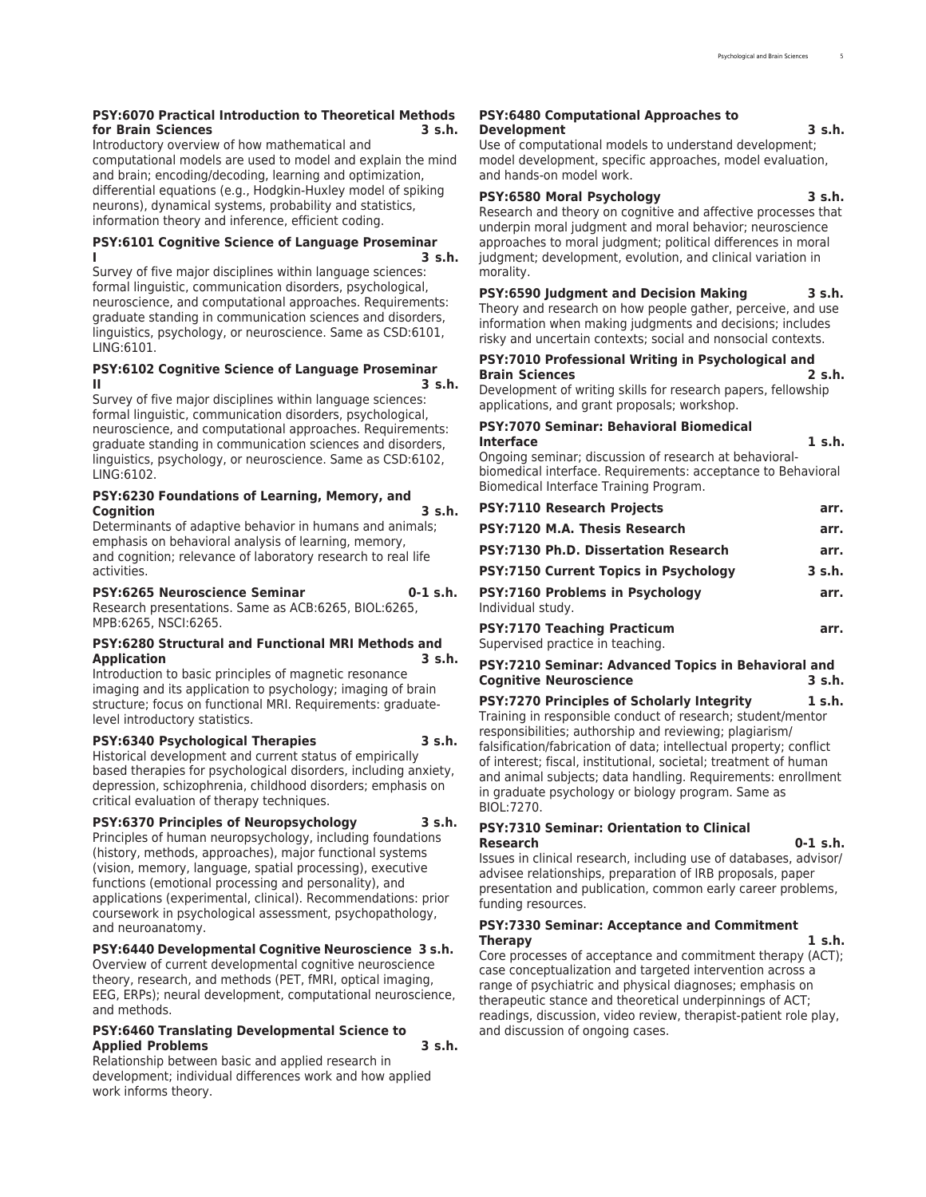**PSY:6070 Practical Introduction to Theoretical Methods for Brain Sciences 3 s.h.**
Introductory overview of how mathematical and computational models are used to model and explain the mind and brain; encoding/decoding, learning and optimization, differential equations (e.g., Hodgkin-Huxley model of spiking neurons), dynamical systems, probability and statistics, information theory and inference, efficient coding.

**PSY:6101 Cognitive Science of Language Proseminar I 3 s.h.**
Survey of five major disciplines within language sciences: formal linguistic, communication disorders, psychological, neuroscience, and computational approaches. Requirements: graduate standing in communication sciences and disorders, linguistics, psychology, or neuroscience. Same as CSD:6101, LING:6101.

**PSY:6102 Cognitive Science of Language Proseminar II 3 s.h.**
Survey of five major disciplines within language sciences: formal linguistic, communication disorders, psychological, neuroscience, and computational approaches. Requirements: graduate standing in communication sciences and disorders, linguistics, psychology, or neuroscience. Same as CSD:6102, LING:6102.

**PSY:6230 Foundations of Learning, Memory, and Cognition 3 s.h.**
Determinants of adaptive behavior in humans and animals; emphasis on behavioral analysis of learning, memory, and cognition; relevance of laboratory research to real life activities.

**PSY:6265 Neuroscience Seminar 0-1 s.h.**
Research presentations. Same as ACB:6265, BIOL:6265, MPB:6265, NSCI:6265.

**PSY:6280 Structural and Functional MRI Methods and Application 3 s.h.**
Introduction to basic principles of magnetic resonance imaging and its application to psychology; imaging of brain structure; focus on functional MRI. Requirements: graduate-level introductory statistics.

**PSY:6340 Psychological Therapies 3 s.h.**
Historical development and current status of empirically based therapies for psychological disorders, including anxiety, depression, schizophrenia, childhood disorders; emphasis on critical evaluation of therapy techniques.

**PSY:6370 Principles of Neuropsychology 3 s.h.**
Principles of human neuropsychology, including foundations (history, methods, approaches), major functional systems (vision, memory, language, spatial processing), executive functions (emotional processing and personality), and applications (experimental, clinical). Recommendations: prior coursework in psychological assessment, psychopathology, and neuroanatomy.

**PSY:6440 Developmental Cognitive Neuroscience 3 s.h.**
Overview of current developmental cognitive neuroscience theory, research, and methods (PET, fMRI, optical imaging, EEG, ERPs); neural development, computational neuroscience, and methods.

**PSY:6460 Translating Developmental Science to Applied Problems 3 s.h.**
Relationship between basic and applied research in development; individual differences work and how applied work informs theory.

**PSY:6480 Computational Approaches to Development 3 s.h.**
Use of computational models to understand development; model development, specific approaches, model evaluation, and hands-on model work.

**PSY:6580 Moral Psychology 3 s.h.**
Research and theory on cognitive and affective processes that underpin moral judgment and moral behavior; neuroscience approaches to moral judgment; political differences in moral judgment; development, evolution, and clinical variation in morality.

**PSY:6590 Judgment and Decision Making 3 s.h.**
Theory and research on how people gather, perceive, and use information when making judgments and decisions; includes risky and uncertain contexts; social and nonsocial contexts.

**PSY:7010 Professional Writing in Psychological and Brain Sciences 2 s.h.**
Development of writing skills for research papers, fellowship applications, and grant proposals; workshop.

**PSY:7070 Seminar: Behavioral Biomedical Interface 1 s.h.**
Ongoing seminar; discussion of research at behavioral-biomedical interface. Requirements: acceptance to Behavioral Biomedical Interface Training Program.

**PSY:7110 Research Projects arr.**

**PSY:7120 M.A. Thesis Research arr.**

**PSY:7130 Ph.D. Dissertation Research arr.**

**PSY:7150 Current Topics in Psychology 3 s.h.**

**PSY:7160 Problems in Psychology arr.**
Individual study.

**PSY:7170 Teaching Practicum arr.**
Supervised practice in teaching.

**PSY:7210 Seminar: Advanced Topics in Behavioral and Cognitive Neuroscience 3 s.h.**

**PSY:7270 Principles of Scholarly Integrity 1 s.h.**
Training in responsible conduct of research; student/mentor responsibilities; authorship and reviewing; plagiarism/falsification/fabrication of data; intellectual property; conflict of interest; fiscal, institutional, societal; treatment of human and animal subjects; data handling. Requirements: enrollment in graduate psychology or biology program. Same as BIOL:7270.

**PSY:7310 Seminar: Orientation to Clinical Research 0-1 s.h.**
Issues in clinical research, including use of databases, advisor/advisee relationships, preparation of IRB proposals, paper presentation and publication, common early career problems, funding resources.

**PSY:7330 Seminar: Acceptance and Commitment Therapy 1 s.h.**
Core processes of acceptance and commitment therapy (ACT); case conceptualization and targeted intervention across a range of psychiatric and physical diagnoses; emphasis on therapeutic stance and theoretical underpinnings of ACT; readings, discussion, video review, therapist-patient role play, and discussion of ongoing cases.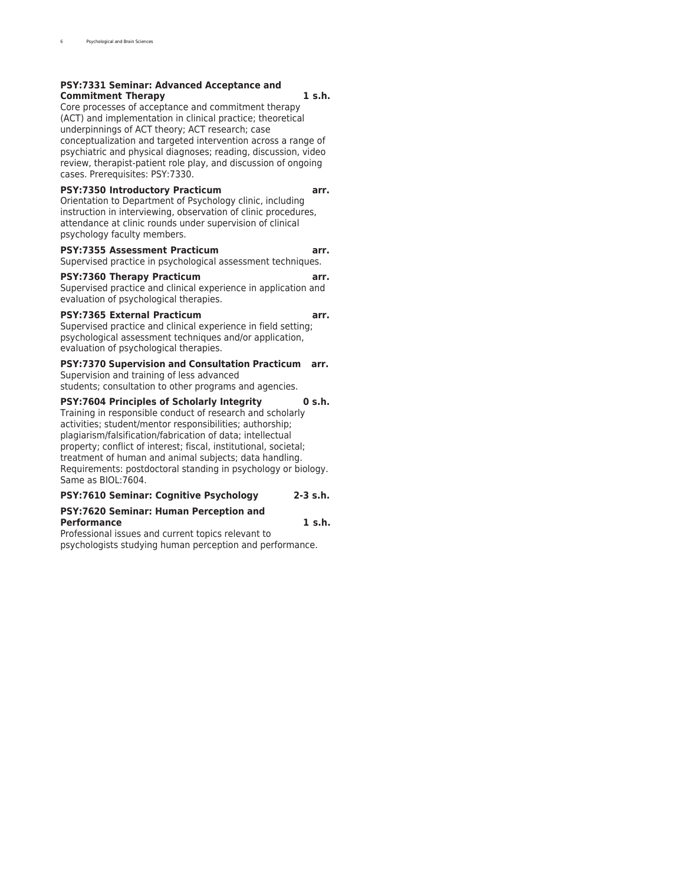**PSY:7331 Seminar: Advanced Acceptance and Commitment Therapy** **1 s.h.**
Core processes of acceptance and commitment therapy (ACT) and implementation in clinical practice; theoretical underpinnings of ACT theory; ACT research; case conceptualization and targeted intervention across a range of psychiatric and physical diagnoses; reading, discussion, video review, therapist-patient role play, and discussion of ongoing cases. Prerequisites: PSY:7330.

**PSY:7350 Introductory Practicum** **arr.**
Orientation to Department of Psychology clinic, including instruction in interviewing, observation of clinic procedures, attendance at clinic rounds under supervision of clinical psychology faculty members.

**PSY:7355 Assessment Practicum** **arr.**
Supervised practice in psychological assessment techniques.

**PSY:7360 Therapy Practicum** **arr.**
Supervised practice and clinical experience in application and evaluation of psychological therapies.

**PSY:7365 External Practicum** **arr.**
Supervised practice and clinical experience in field setting; psychological assessment techniques and/or application, evaluation of psychological therapies.

**PSY:7370 Supervision and Consultation Practicum** **arr.**
Supervision and training of less advanced students; consultation to other programs and agencies.

**PSY:7604 Principles of Scholarly Integrity** **0 s.h.**
Training in responsible conduct of research and scholarly activities; student/mentor responsibilities; authorship; plagiarism/falsification/fabrication of data; intellectual property; conflict of interest; fiscal, institutional, societal; treatment of human and animal subjects; data handling. Requirements: postdoctoral standing in psychology or biology. Same as BIOL:7604.

**PSY:7610 Seminar: Cognitive Psychology** **2-3 s.h.**

**PSY:7620 Seminar: Human Perception and Performance** **1 s.h.**
Professional issues and current topics relevant to psychologists studying human perception and performance.